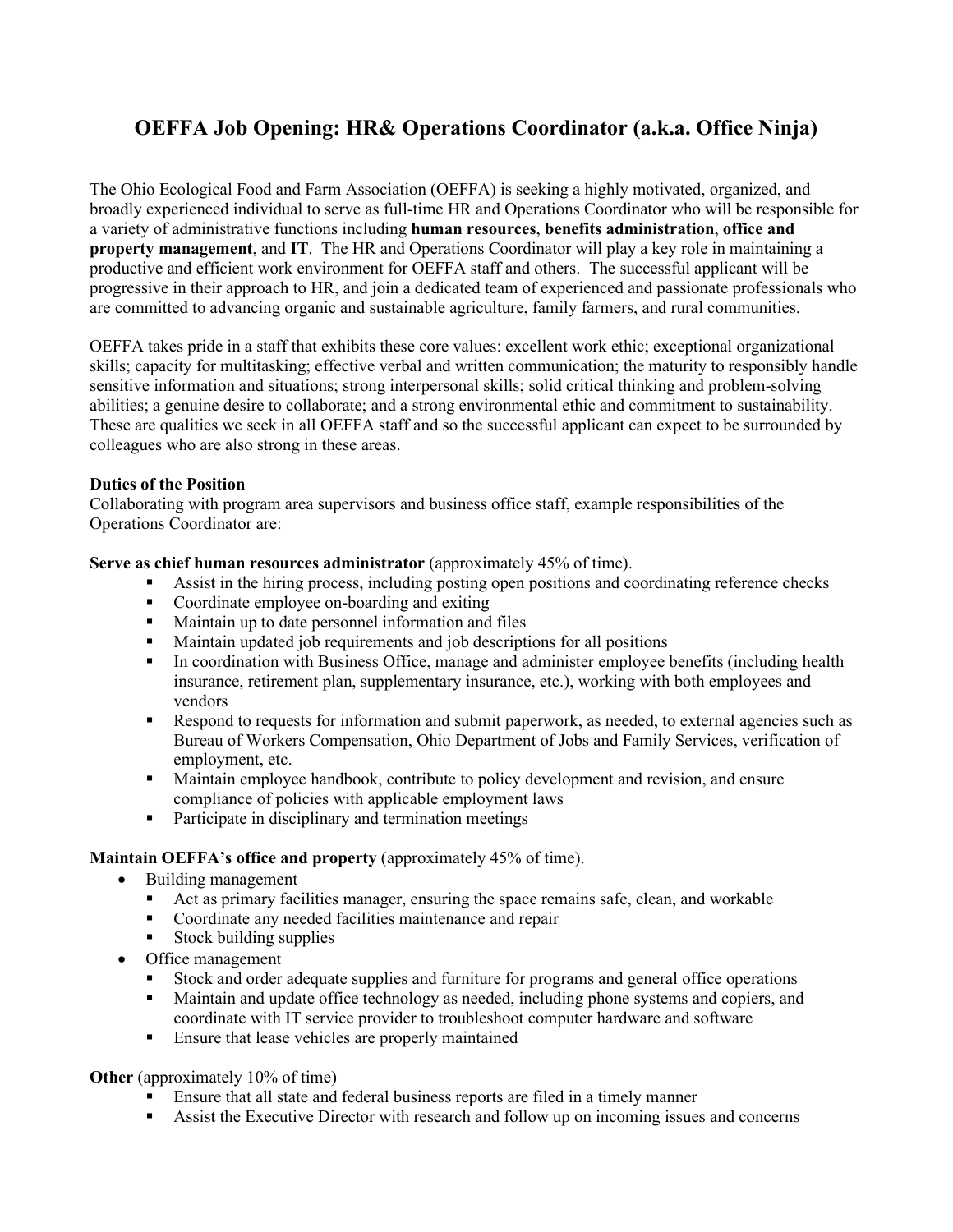# OEFFA Job Opening: HR& Operations Coordinator (a.k.a. Office Ninja)

The Ohio Ecological Food and Farm Association (OEFFA) is seeking a highly motivated, organized, and broadly experienced individual to serve as full-time HR and Operations Coordinator who will be responsible for a variety of administrative functions including **human resources**, **benefits administration**, **office and property management**, and **IT**. The HR and Operations Coordinator will play a key role in maintaining a productive and efficient work environment for OEFFA staff and others. The successful applicant will be progressive in their approach to HR, and join a dedicated team of experienced and passionate professionals who are committed to advancing organic and sustainable agriculture, family farmers, and rural communities.

OEFFA takes pride in a staff that exhibits these core values: excellent work ethic; exceptional organizational skills; capacity for multitasking; effective verbal and written communication; the maturity to responsibly handle sensitive information and situations; strong interpersonal skills; solid critical thinking and problem-solving abilities; a genuine desire to collaborate; and a strong environmental ethic and commitment to sustainability. These are qualities we seek in all OEFFA staff and so the successful applicant can expect to be surrounded by colleagues who are also strong in these areas.

**Duties of the Position**

Collaborating with program area supervisors and business office staff, example responsibilities of the Operations Coordinator are:

**Serve as chief human resources administrator** (approximately 45% of time).

- Assist in the hiring process, including posting open positions and coordinating reference checks
- Coordinate employee on-boarding and exiting
- Maintain up to date personnel information and files
- Maintain updated job requirements and job descriptions for all positions
- In coordination with Business Office, manage and administer employee benefits (including health insurance, retirement plan, supplementary insurance, etc.), working with both employees and vendors
- Respond to requests for information and submit paperwork, as needed, to external agencies such as Bureau of Workers Compensation, Ohio Department of Jobs and Family Services, verification of employment, etc.
- Maintain employee handbook, contribute to policy development and revision, and ensure compliance of policies with applicable employment laws
- Participate in disciplinary and termination meetings

**Maintain OEFFA's office and property** (approximately 45% of time).

- Building management
  - Act as primary facilities manager, ensuring the space remains safe, clean, and workable
  - Coordinate any needed facilities maintenance and repair
  - Stock building supplies
- Office management
  - Stock and order adequate supplies and furniture for programs and general office operations
  - Maintain and update office technology as needed, including phone systems and copiers, and coordinate with IT service provider to troubleshoot computer hardware and software
  - Ensure that lease vehicles are properly maintained

**Other** (approximately 10% of time)

- Ensure that all state and federal business reports are filed in a timely manner
- Assist the Executive Director with research and follow up on incoming issues and concerns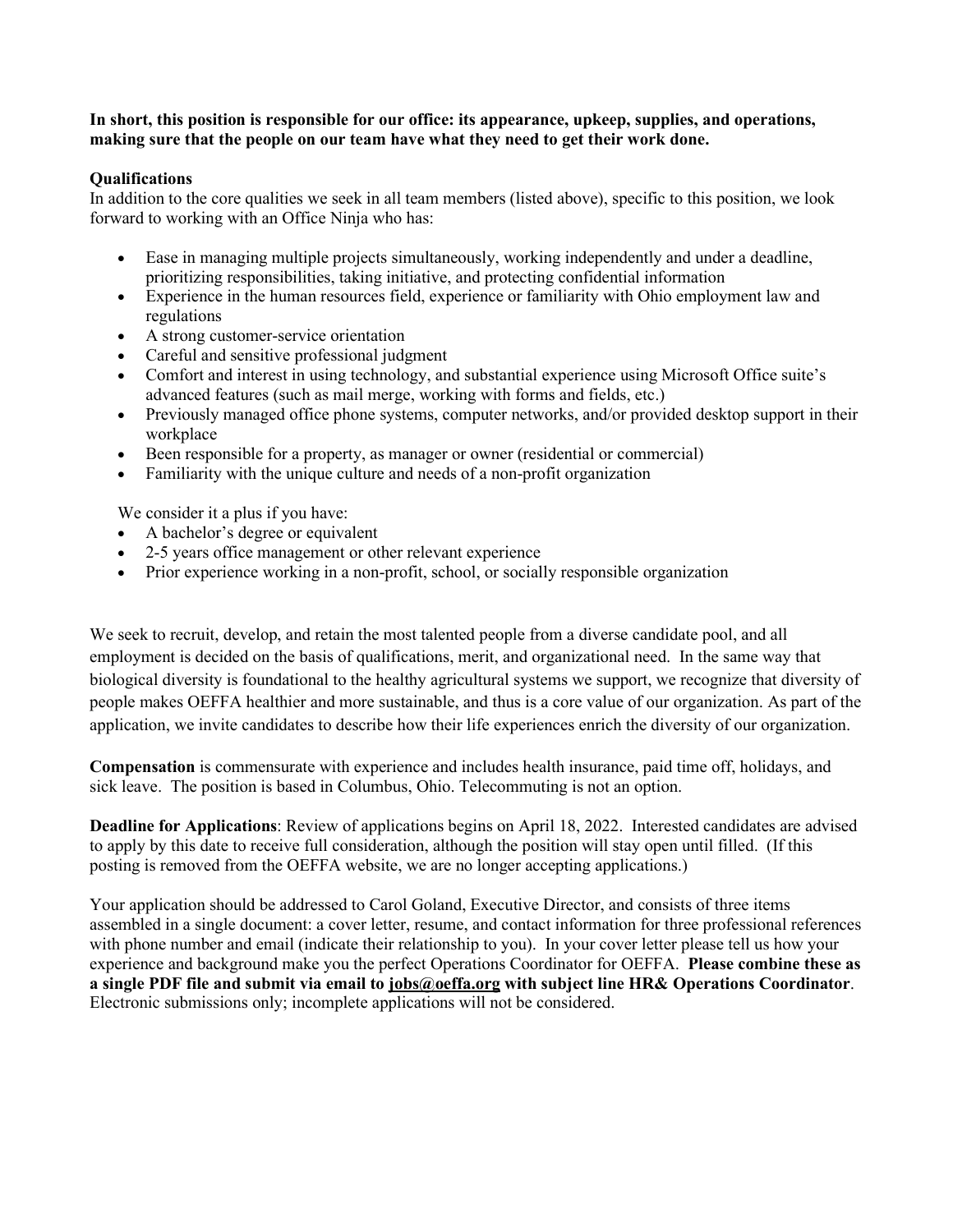**In short, this position is responsible for our office: its appearance, upkeep, supplies, and operations, making sure that the people on our team have what they need to get their work done.**

**Qualifications**

In addition to the core qualities we seek in all team members (listed above), specific to this position, we look forward to working with an Office Ninja who has:

- Ease in managing multiple projects simultaneously, working independently and under a deadline, prioritizing responsibilities, taking initiative, and protecting confidential information
- Experience in the human resources field, experience or familiarity with Ohio employment law and regulations
- A strong customer-service orientation
- Careful and sensitive professional judgment
- Comfort and interest in using technology, and substantial experience using Microsoft Office suite's advanced features (such as mail merge, working with forms and fields, etc.)
- Previously managed office phone systems, computer networks, and/or provided desktop support in their workplace
- Been responsible for a property, as manager or owner (residential or commercial)
- Familiarity with the unique culture and needs of a non-profit organization

We consider it a plus if you have:

- A bachelor's degree or equivalent
- 2-5 years office management or other relevant experience
- Prior experience working in a non-profit, school, or socially responsible organization

We seek to recruit, develop, and retain the most talented people from a diverse candidate pool, and all employment is decided on the basis of qualifications, merit, and organizational need. In the same way that biological diversity is foundational to the healthy agricultural systems we support, we recognize that diversity of people makes OEFFA healthier and more sustainable, and thus is a core value of our organization. As part of the application, we invite candidates to describe how their life experiences enrich the diversity of our organization.

**Compensation** is commensurate with experience and includes health insurance, paid time off, holidays, and sick leave. The position is based in Columbus, Ohio. Telecommuting is not an option.

**Deadline for Applications**: Review of applications begins on April 18, 2022. Interested candidates are advised to apply by this date to receive full consideration, although the position will stay open until filled. (If this posting is removed from the OEFFA website, we are no longer accepting applications.)

Your application should be addressed to Carol Goland, Executive Director, and consists of three items assembled in a single document: a cover letter, resume, and contact information for three professional references with phone number and email (indicate their relationship to you). In your cover letter please tell us how your experience and background make you the perfect Operations Coordinator for OEFFA. **Please combine these as a single PDF file and submit via email to jobs@oeffa.org with subject line HR& Operations Coordinator**. Electronic submissions only; incomplete applications will not be considered.